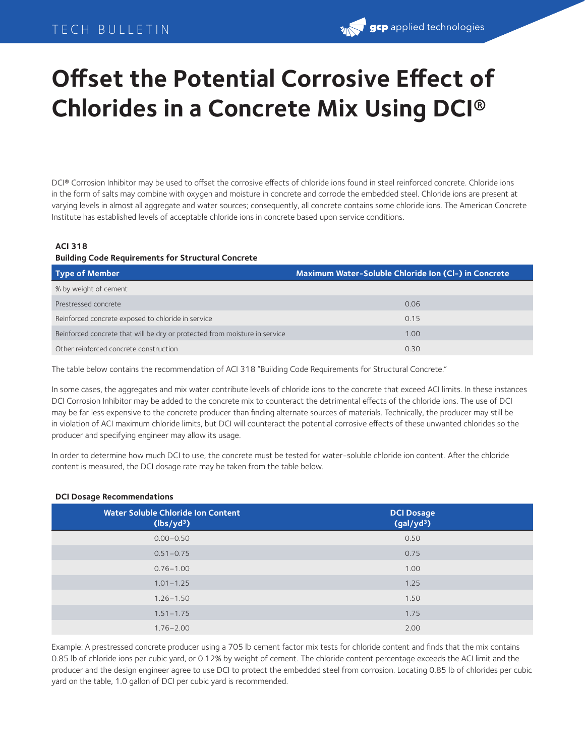# Offset the Potential Corrosive Effect of Chlorides in a Concrete Mix Using DCI®

DCI® Corrosion Inhibitor may be used to offset the corrosive effects of chloride ions found in steel reinforced concrete. Chloride ions in the form of salts may combine with oxygen and moisture in concrete and corrode the embedded steel. Chloride ions are present at varying levels in almost all aggregate and water sources; consequently, all concrete contains some chloride ions. The American Concrete Institute has established levels of acceptable chloride ions in concrete based upon service conditions.

**ACI 318**
**Building Code Requirements for Structural Concrete**

| Type of Member | Maximum Water-Soluble Chloride Ion (Cl-) in Concrete |
|---|---|
| % by weight of cement | |
| Prestressed concrete | 0.06 |
| Reinforced concrete exposed to chloride in service | 0.15 |
| Reinforced concrete that will be dry or protected from moisture in service | 1.00 |
| Other reinforced concrete construction | 0.30 |

The table below contains the recommendation of ACI 318 "Building Code Requirements for Structural Concrete."

In some cases, the aggregates and mix water contribute levels of chloride ions to the concrete that exceed ACI limits. In these instances DCI Corrosion Inhibitor may be added to the concrete mix to counteract the detrimental effects of the chloride ions. The use of DCI may be far less expensive to the concrete producer than finding alternate sources of materials. Technically, the producer may still be in violation of ACI maximum chloride limits, but DCI will counteract the potential corrosive effects of these unwanted chlorides so the producer and specifying engineer may allow its usage.

In order to determine how much DCI to use, the concrete must be tested for water-soluble chloride ion content. After the chloride content is measured, the DCI dosage rate may be taken from the table below.

**DCI Dosage Recommendations**

| Water Soluble Chloride Ion Content (lbs/yd³) | DCI Dosage (gal/yd³) |
|---|---|
| 0.00–0.50 | 0.50 |
| 0.51–0.75 | 0.75 |
| 0.76–1.00 | 1.00 |
| 1.01–1.25 | 1.25 |
| 1.26–1.50 | 1.50 |
| 1.51–1.75 | 1.75 |
| 1.76–2.00 | 2.00 |

Example: A prestressed concrete producer using a 705 lb cement factor mix tests for chloride content and finds that the mix contains 0.85 lb of chloride ions per cubic yard, or 0.12% by weight of cement. The chloride content percentage exceeds the ACI limit and the producer and the design engineer agree to use DCI to protect the embedded steel from corrosion. Locating 0.85 lb of chlorides per cubic yard on the table, 1.0 gallon of DCI per cubic yard is recommended.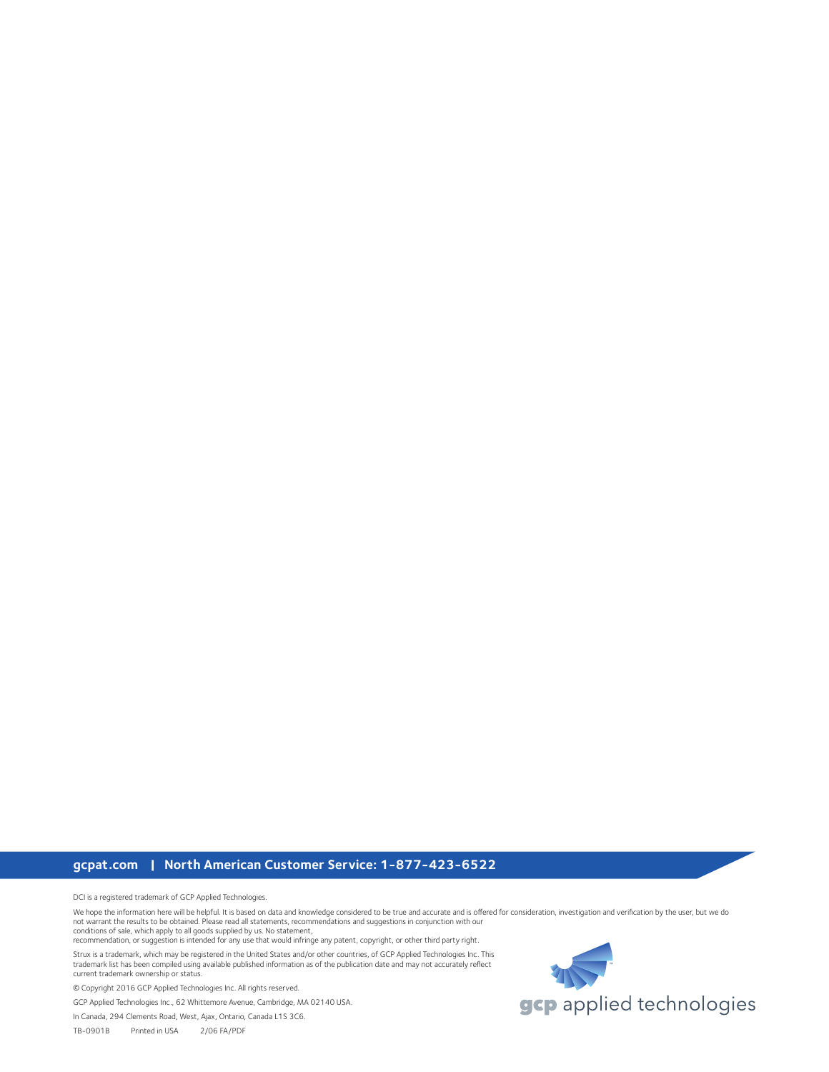**gcpat.com | North American Customer Service: 1-877-423-6522**

DCI is a registered trademark of GCP Applied Technologies.

We hope the information here will be helpful. It is based on data and knowledge considered to be true and accurate and is offered for consideration, investigation and verification by the user, but we do not warrant the results to be obtained. Please read all statements, recommendations and suggestions in conjunction with our conditions of sale, which apply to all goods supplied by us. No statement, recommendation, or suggestion is intended for any use that would infringe any patent, copyright, or other third party right.

Strux is a trademark, which may be registered in the United States and/or other countries, of GCP Applied Technologies Inc. This trademark list has been compiled using available published information as of the publication date and may not accurately reflect current trademark ownership or status.

© Copyright 2016 GCP Applied Technologies Inc. All rights reserved.

GCP Applied Technologies Inc., 62 Whittemore Avenue, Cambridge, MA 02140 USA.

In Canada, 294 Clements Road, West, Ajax, Ontario, Canada L1S 3C6.

TB-0901B Printed in USA 2/06 FA/PDF

gcp applied technologies